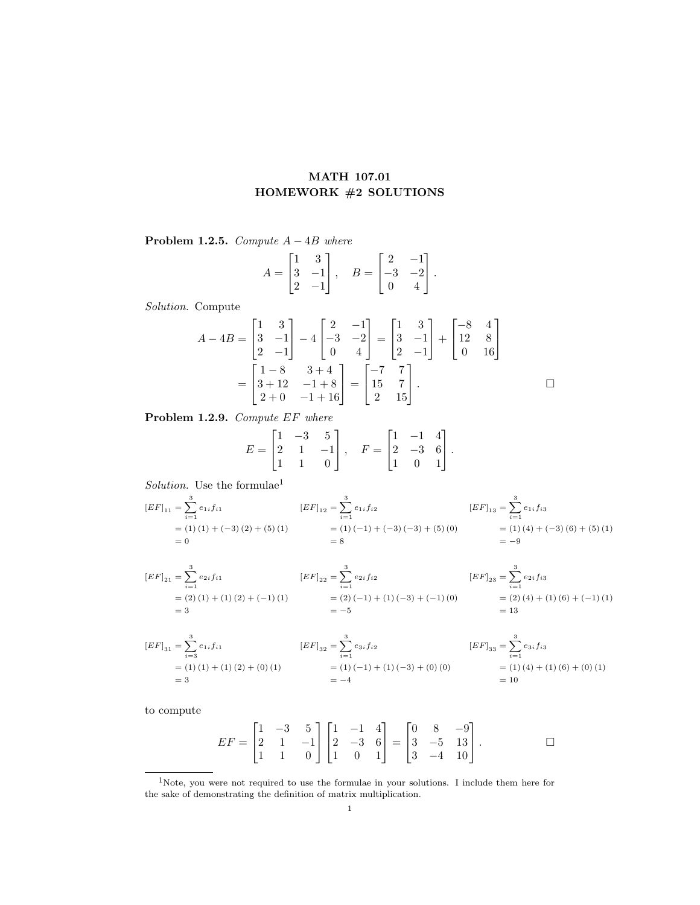# MATH 107.01
# HOMEWORK #2 SOLUTIONS

**Problem 1.2.5.** *Compute $A - 4B$ where*

$$A = \begin{bmatrix} 1 & 3 \\ 3 & -1 \\ 2 & -1 \end{bmatrix}, \quad B = \begin{bmatrix} 2 & -1 \\ -3 & -2 \\ 0 & 4 \end{bmatrix}.$$

*Solution.* Compute

$$\begin{aligned} A - 4B &= \begin{bmatrix} 1 & 3 \\ 3 & -1 \\ 2 & -1 \end{bmatrix} - 4 \begin{bmatrix} 2 & -1 \\ -3 & -2 \\ 0 & 4 \end{bmatrix} = \begin{bmatrix} 1 & 3 \\ 3 & -1 \\ 2 & -1 \end{bmatrix} + \begin{bmatrix} -8 & 4 \\ 12 & 8 \\ 0 & 16 \end{bmatrix} \\ &= \begin{bmatrix} 1-8 & 3+4 \\ 3+12 & -1+8 \\ 2+0 & -1+16 \end{bmatrix} = \begin{bmatrix} -7 & 7 \\ 15 & 7 \\ 2 & 15 \end{bmatrix}. \end{aligned}$$

□

**Problem 1.2.9.** *Compute $EF$ where*

$$E = \begin{bmatrix} 1 & -3 & 5 \\ 2 & 1 & -1 \\ 1 & 1 & 0 \end{bmatrix}, \quad F = \begin{bmatrix} 1 & -1 & 4 \\ 2 & -3 & 6 \\ 1 & 0 & 1 \end{bmatrix}.$$

*Solution.* Use the formulae[1]

$$\begin{aligned} [EF]_{11} &= \sum_{i=1}^{3} e_{1i} f_{i1} \\ &= (1)(1) + (-3)(2) + (5)(1) \\ &= 0 \end{aligned} \qquad \begin{aligned} [EF]_{12} &= \sum_{i=1}^{3} e_{1i} f_{i2} \\ &= (1)(-1) + (-3)(-3) + (5)(0) \\ &= 8 \end{aligned} \qquad \begin{aligned} [EF]_{13} &= \sum_{i=1}^{3} e_{1i} f_{i3} \\ &= (1)(4) + (-3)(6) + (5)(1) \\ &= -9 \end{aligned}$$

$$\begin{aligned} [EF]_{21} &= \sum_{i=1}^{3} e_{2i} f_{i1} \\ &= (2)(1) + (1)(2) + (-1)(1) \\ &= 3 \end{aligned} \qquad \begin{aligned} [EF]_{22} &= \sum_{i=1}^{3} e_{2i} f_{i2} \\ &= (2)(-1) + (1)(-3) + (-1)(0) \\ &= -5 \end{aligned} \qquad \begin{aligned} [EF]_{23} &= \sum_{i=1}^{3} e_{2i} f_{i3} \\ &= (2)(4) + (1)(6) + (-1)(1) \\ &= 13 \end{aligned}$$

$$\begin{aligned} [EF]_{31} &= \sum_{i=3}^{3} e_{1i} f_{i1} \\ &= (1)(1) + (1)(2) + (0)(1) \\ &= 3 \end{aligned} \qquad \begin{aligned} [EF]_{32} &= \sum_{i=1}^{3} e_{3i} f_{i2} \\ &= (1)(-1) + (1)(-3) + (0)(0) \\ &= -4 \end{aligned} \qquad \begin{aligned} [EF]_{33} &= \sum_{i=1}^{3} e_{3i} f_{i3} \\ &= (1)(4) + (1)(6) + (0)(1) \\ &= 10 \end{aligned}$$

to compute

$$EF = \begin{bmatrix} 1 & -3 & 5 \\ 2 & 1 & -1 \\ 1 & 1 & 0 \end{bmatrix} \begin{bmatrix} 1 & -1 & 4 \\ 2 & -3 & 6 \\ 1 & 0 & 1 \end{bmatrix} = \begin{bmatrix} 0 & 8 & -9 \\ 3 & -5 & 13 \\ 3 & -4 & 10 \end{bmatrix}.$$

□

---

[1] Note, you were not required to use the formulae in your solutions. I include them here for the sake of demonstrating the definition of matrix multiplication.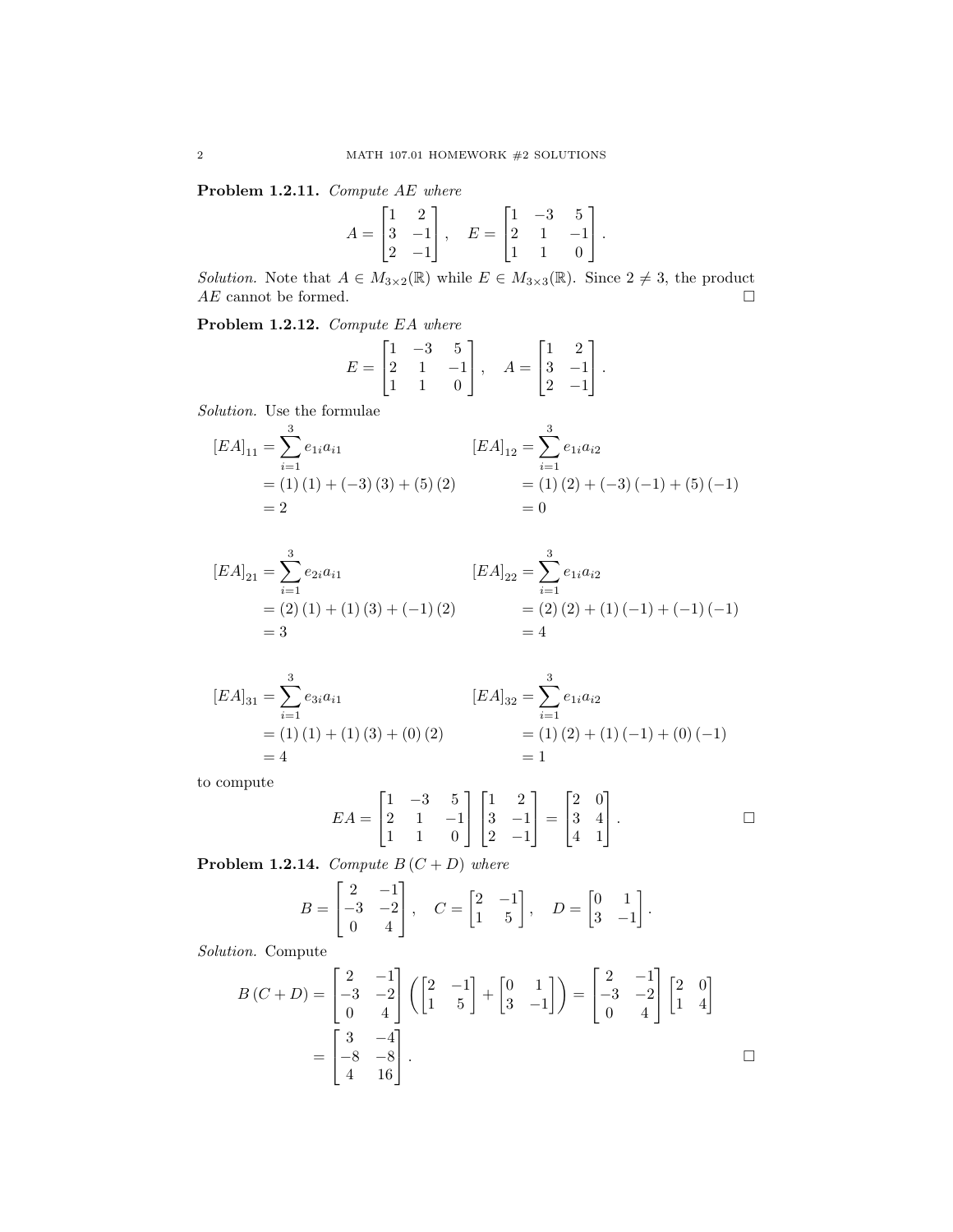**Problem 1.2.11.** *Compute $AE$ where*

$$A = \begin{bmatrix} 1 & 2 \\ 3 & -1 \\ 2 & -1 \end{bmatrix}, \quad E = \begin{bmatrix} 1 & -3 & 5 \\ 2 & 1 & -1 \\ 1 & 1 & 0 \end{bmatrix}.$$

*Solution.* Note that $A \in M_{3\times 2}(\mathbb{R})$ while $E \in M_{3\times 3}(\mathbb{R})$. Since $2 \neq 3$, the product $AE$ cannot be formed. $\square$

**Problem 1.2.12.** *Compute $EA$ where*

$$E = \begin{bmatrix} 1 & -3 & 5 \\ 2 & 1 & -1 \\ 1 & 1 & 0 \end{bmatrix}, \quad A = \begin{bmatrix} 1 & 2 \\ 3 & -1 \\ 2 & -1 \end{bmatrix}.$$

*Solution.* Use the formulae

$$\begin{aligned} [EA]_{11} &= \sum_{i=1}^{3} e_{1i} a_{i1} \\ &= (1)(1) + (-3)(3) + (5)(2) \\ &= 2 \end{aligned} \qquad \begin{aligned} [EA]_{12} &= \sum_{i=1}^{3} e_{1i} a_{i2} \\ &= (1)(2) + (-3)(-1) + (5)(-1) \\ &= 0 \end{aligned}$$

$$\begin{aligned} [EA]_{21} &= \sum_{i=1}^{3} e_{2i} a_{i1} \\ &= (2)(1) + (1)(3) + (-1)(2) \\ &= 3 \end{aligned} \qquad \begin{aligned} [EA]_{22} &= \sum_{i=1}^{3} e_{1i} a_{i2} \\ &= (2)(2) + (1)(-1) + (-1)(-1) \\ &= 4 \end{aligned}$$

$$\begin{aligned} [EA]_{31} &= \sum_{i=1}^{3} e_{3i} a_{i1} \\ &= (1)(1) + (1)(3) + (0)(2) \\ &= 4 \end{aligned} \qquad \begin{aligned} [EA]_{32} &= \sum_{i=1}^{3} e_{1i} a_{i2} \\ &= (1)(2) + (1)(-1) + (0)(-1) \\ &= 1 \end{aligned}$$

to compute

$$EA = \begin{bmatrix} 1 & -3 & 5 \\ 2 & 1 & -1 \\ 1 & 1 & 0 \end{bmatrix} \begin{bmatrix} 1 & 2 \\ 3 & -1 \\ 2 & -1 \end{bmatrix} = \begin{bmatrix} 2 & 0 \\ 3 & 4 \\ 4 & 1 \end{bmatrix}.$$

$\square$

**Problem 1.2.14.** *Compute $B(C + D)$ where*

$$B = \begin{bmatrix} 2 & -1 \\ -3 & -2 \\ 0 & 4 \end{bmatrix}, \quad C = \begin{bmatrix} 2 & -1 \\ 1 & 5 \end{bmatrix}, \quad D = \begin{bmatrix} 0 & 1 \\ 3 & -1 \end{bmatrix}.$$

*Solution.* Compute

$$\begin{aligned} B(C + D) &= \begin{bmatrix} 2 & -1 \\ -3 & -2 \\ 0 & 4 \end{bmatrix} \left( \begin{bmatrix} 2 & -1 \\ 1 & 5 \end{bmatrix} + \begin{bmatrix} 0 & 1 \\ 3 & -1 \end{bmatrix} \right) = \begin{bmatrix} 2 & -1 \\ -3 & -2 \\ 0 & 4 \end{bmatrix} \begin{bmatrix} 2 & 0 \\ 1 & 4 \end{bmatrix} \\ &= \begin{bmatrix} 3 & -4 \\ -8 & -8 \\ 4 & 16 \end{bmatrix}. \end{aligned}$$

$\square$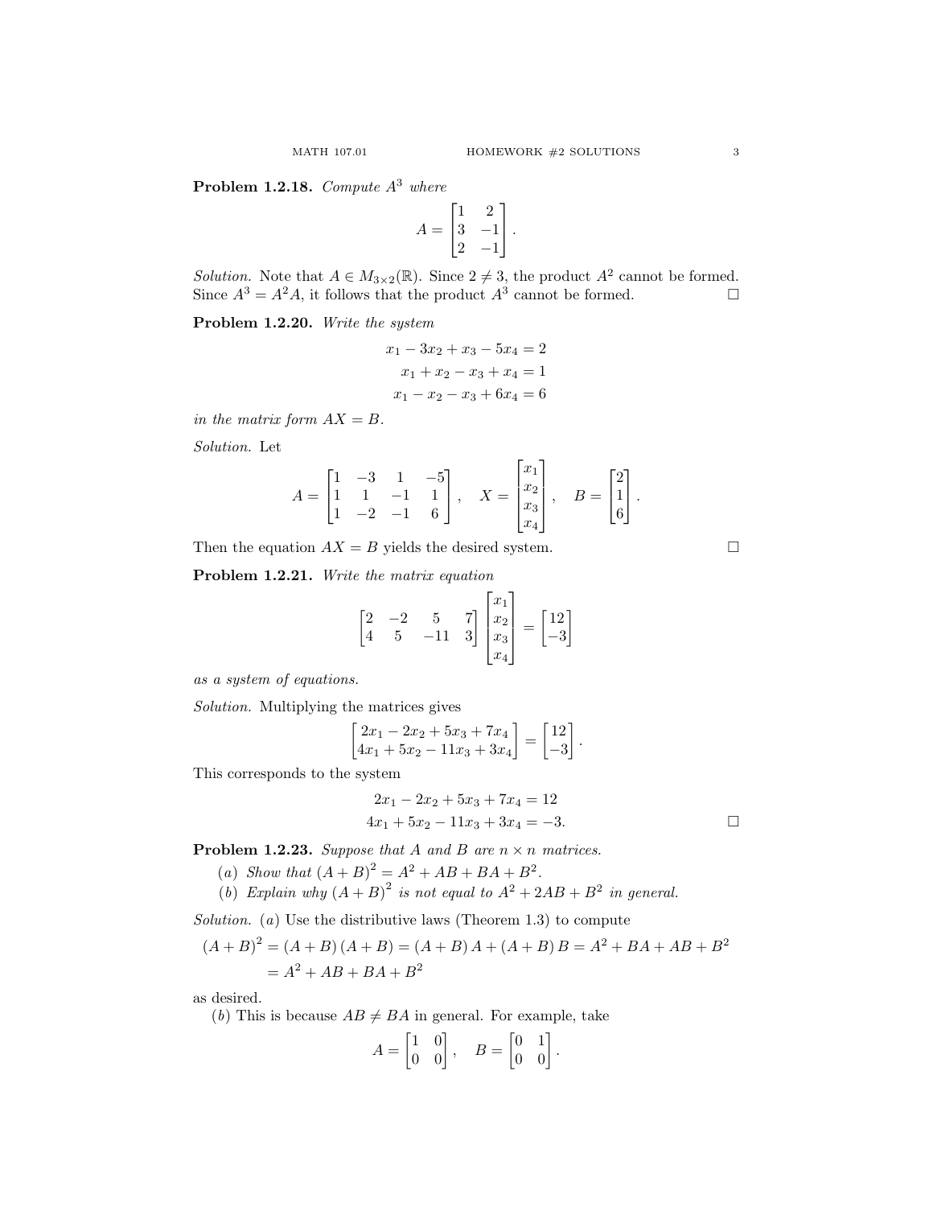**Problem 1.2.18.** *Compute $A^3$ where*

$$A = \begin{bmatrix} 1 & 2 \\ 3 & -1 \\ 2 & -1 \end{bmatrix}.$$

*Solution.* Note that $A \in M_{3\times 2}(\mathbb{R})$. Since $2 \neq 3$, the product $A^2$ cannot be formed. Since $A^3 = A^2 A$, it follows that the product $A^3$ cannot be formed. □

**Problem 1.2.20.** *Write the system*

$$\begin{aligned} x_1 - 3x_2 + x_3 - 5x_4 &= 2 \\ x_1 + x_2 - x_3 + x_4 &= 1 \\ x_1 - x_2 - x_3 + 6x_4 &= 6 \end{aligned}$$

*in the matrix form $AX = B$.*

*Solution.* Let

$$A = \begin{bmatrix} 1 & -3 & 1 & -5 \\ 1 & 1 & -1 & 1 \\ 1 & -2 & -1 & 6 \end{bmatrix}, \quad X = \begin{bmatrix} x_1 \\ x_2 \\ x_3 \\ x_4 \end{bmatrix}, \quad B = \begin{bmatrix} 2 \\ 1 \\ 6 \end{bmatrix}.$$

Then the equation $AX = B$ yields the desired system. □

**Problem 1.2.21.** *Write the matrix equation*

$$\begin{bmatrix} 2 & -2 & 5 & 7 \\ 4 & 5 & -11 & 3 \end{bmatrix} \begin{bmatrix} x_1 \\ x_2 \\ x_3 \\ x_4 \end{bmatrix} = \begin{bmatrix} 12 \\ -3 \end{bmatrix}$$

*as a system of equations.*

*Solution.* Multiplying the matrices gives

$$\begin{bmatrix} 2x_1 - 2x_2 + 5x_3 + 7x_4 \\ 4x_1 + 5x_2 - 11x_3 + 3x_4 \end{bmatrix} = \begin{bmatrix} 12 \\ -3 \end{bmatrix}.$$

This corresponds to the system

$$\begin{aligned} 2x_1 - 2x_2 + 5x_3 + 7x_4 &= 12 \\ 4x_1 + 5x_2 - 11x_3 + 3x_4 &= -3. \end{aligned}$$

□

**Problem 1.2.23.** *Suppose that $A$ and $B$ are $n \times n$ matrices.*

(*a*) *Show that $(A+B)^2 = A^2 + AB + BA + B^2$.*

(*b*) *Explain why $(A+B)^2$ is not equal to $A^2 + 2AB + B^2$ in general.*

*Solution.* (*a*) Use the distributive laws (Theorem 1.3) to compute

$$\begin{aligned} (A+B)^2 &= (A+B)(A+B) = (A+B)A + (A+B)B = A^2 + BA + AB + B^2 \\ &= A^2 + AB + BA + B^2 \end{aligned}$$

as desired.

(*b*) This is because $AB \neq BA$ in general. For example, take

$$A = \begin{bmatrix} 1 & 0 \\ 0 & 0 \end{bmatrix}, \quad B = \begin{bmatrix} 0 & 1 \\ 0 & 0 \end{bmatrix}.$$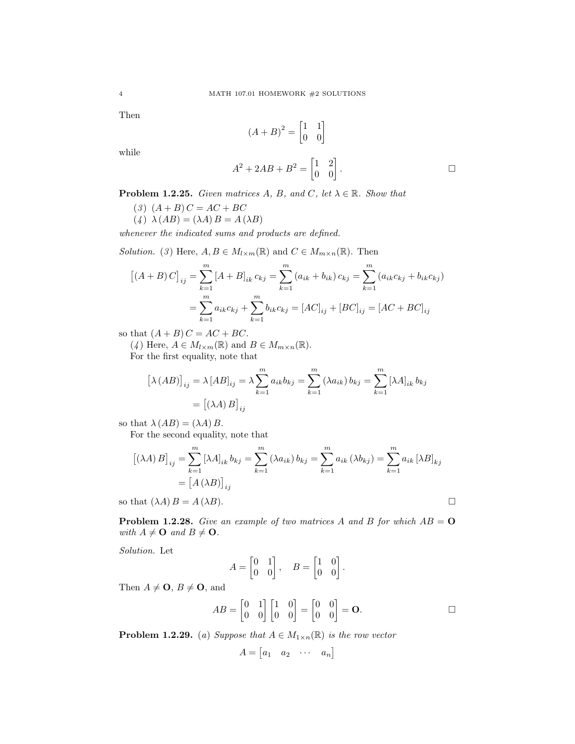Then

$$(A+B)^2 = \begin{bmatrix} 1 & 1 \\ 0 & 0 \end{bmatrix}$$

while

$$A^2 + 2AB + B^2 = \begin{bmatrix} 1 & 2 \\ 0 & 0 \end{bmatrix}. \qquad \square$$

**Problem 1.2.25.** *Given matrices $A$, $B$, and $C$, let $\lambda \in \mathbb{R}$. Show that*

(*3*) $(A+B)C = AC + BC$

(*4*) $\lambda(AB) = (\lambda A)B = A(\lambda B)$

*whenever the indicated sums and products are defined.*

*Solution.* (*3*) Here, $A, B \in M_{l\times m}(\mathbb{R})$ and $C \in M_{m\times n}(\mathbb{R})$. Then

$$\begin{aligned}
\left[(A+B)C\right]_{ij} &= \sum_{k=1}^{m} [A+B]_{ik}\, c_{kj} = \sum_{k=1}^{m} (a_{ik} + b_{ik})\, c_{kj} = \sum_{k=1}^{m} (a_{ik}c_{kj} + b_{ik}c_{kj}) \\
&= \sum_{k=1}^{m} a_{ik}c_{kj} + \sum_{k=1}^{m} b_{ik}c_{kj} = [AC]_{ij} + [BC]_{ij} = [AC+BC]_{ij}
\end{aligned}$$

so that $(A+B)C = AC + BC$.

(*4*) Here, $A \in M_{l\times m}(\mathbb{R})$ and $B \in M_{m\times n}(\mathbb{R})$.

For the first equality, note that

$$\begin{aligned}
\left[\lambda(AB)\right]_{ij} &= \lambda [AB]_{ij} = \lambda \sum_{k=1}^{m} a_{ik}b_{kj} = \sum_{k=1}^{m} (\lambda a_{ik})\, b_{kj} = \sum_{k=1}^{m} [\lambda A]_{ik}\, b_{kj} \\
&= \left[(\lambda A)B\right]_{ij}
\end{aligned}$$

so that $\lambda(AB) = (\lambda A)B$.

For the second equality, note that

$$\begin{aligned}
\left[(\lambda A)B\right]_{ij} &= \sum_{k=1}^{m} [\lambda A]_{ik}\, b_{kj} = \sum_{k=1}^{m} (\lambda a_{ik})\, b_{kj} = \sum_{k=1}^{m} a_{ik}\,(\lambda b_{kj}) = \sum_{k=1}^{m} a_{ik}\,[\lambda B]_{kj} \\
&= \left[A(\lambda B)\right]_{ij}
\end{aligned}$$

so that $(\lambda A)B = A(\lambda B)$. $\square$

**Problem 1.2.28.** *Give an example of two matrices $A$ and $B$ for which $AB = \mathbf{O}$ with $A \neq \mathbf{O}$ and $B \neq \mathbf{O}$.*

*Solution.* Let

$$A = \begin{bmatrix} 0 & 1 \\ 0 & 0 \end{bmatrix}, \quad B = \begin{bmatrix} 1 & 0 \\ 0 & 0 \end{bmatrix}.$$

Then $A \neq \mathbf{O}$, $B \neq \mathbf{O}$, and

$$AB = \begin{bmatrix} 0 & 1 \\ 0 & 0 \end{bmatrix}\begin{bmatrix} 1 & 0 \\ 0 & 0 \end{bmatrix} = \begin{bmatrix} 0 & 0 \\ 0 & 0 \end{bmatrix} = \mathbf{O}. \qquad \square$$

**Problem 1.2.29.** (*a*) *Suppose that $A \in M_{1\times n}(\mathbb{R})$ is the row vector*

$$A = \begin{bmatrix} a_1 & a_2 & \cdots & a_n \end{bmatrix}$$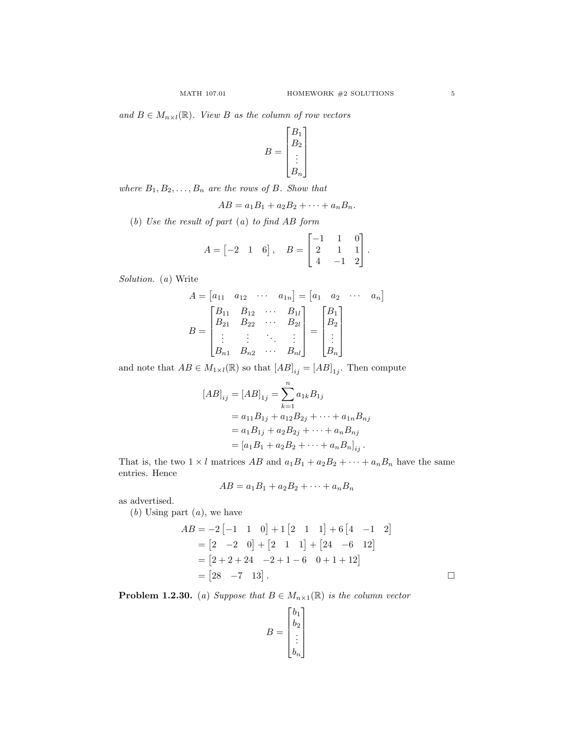*and* $B \in M_{n\times l}(\mathbb{R})$. *View* $B$ *as the column of row vectors*

$$B = \begin{bmatrix} B_1 \\ B_2 \\ \vdots \\ B_n \end{bmatrix}$$

*where* $B_1, B_2, \ldots, B_n$ *are the rows of* $B$. *Show that*

$$AB = a_1 B_1 + a_2 B_2 + \cdots + a_n B_n.$$

(*b*) *Use the result of part* (*a*) *to find* $AB$ *form*

$$A = \begin{bmatrix} -2 & 1 & 6 \end{bmatrix}, \quad B = \begin{bmatrix} -1 & 1 & 0 \\ 2 & 1 & 1 \\ 4 & -1 & 2 \end{bmatrix}.$$

*Solution.* (*a*) Write

$$A = \begin{bmatrix} a_{11} & a_{12} & \cdots & a_{1n} \end{bmatrix} = \begin{bmatrix} a_1 & a_2 & \cdots & a_n \end{bmatrix}$$

$$B = \begin{bmatrix} B_{11} & B_{12} & \cdots & B_{1l} \\ B_{21} & B_{22} & \cdots & B_{2l} \\ \vdots & \vdots & \ddots & \vdots \\ B_{n1} & B_{n2} & \cdots & B_{nl} \end{bmatrix} = \begin{bmatrix} B_1 \\ B_2 \\ \vdots \\ B_n \end{bmatrix}$$

and note that $AB \in M_{1\times l}(\mathbb{R})$ so that $[AB]_{ij} = [AB]_{1j}$. Then compute

$$\begin{aligned} [AB]_{ij} = [AB]_{1j} &= \sum_{k=1}^{n} a_{1k} B_{1j} \\ &= a_{11} B_{1j} + a_{12} B_{2j} + \cdots + a_{1n} B_{nj} \\ &= a_1 B_{1j} + a_2 B_{2j} + \cdots + a_n B_{nj} \\ &= [a_1 B_1 + a_2 B_2 + \cdots + a_n B_n]_{ij}. \end{aligned}$$

That is, the two $1 \times l$ matrices $AB$ and $a_1 B_1 + a_2 B_2 + \cdots + a_n B_n$ have the same entries. Hence

$$AB = a_1 B_1 + a_2 B_2 + \cdots + a_n B_n$$

as advertised.

(*b*) Using part (*a*), we have

$$\begin{aligned} AB &= -2 \begin{bmatrix} -1 & 1 & 0 \end{bmatrix} + 1 \begin{bmatrix} 2 & 1 & 1 \end{bmatrix} + 6 \begin{bmatrix} 4 & -1 & 2 \end{bmatrix} \\ &= \begin{bmatrix} 2 & -2 & 0 \end{bmatrix} + \begin{bmatrix} 2 & 1 & 1 \end{bmatrix} + \begin{bmatrix} 24 & -6 & 12 \end{bmatrix} \\ &= \begin{bmatrix} 2+2+24 & -2+1-6 & 0+1+12 \end{bmatrix} \\ &= \begin{bmatrix} 28 & -7 & 13 \end{bmatrix}. \end{aligned}$$

□

**Problem 1.2.30.** (*a*) *Suppose that* $B \in M_{n\times 1}(\mathbb{R})$ *is the column vector*

$$B = \begin{bmatrix} b_1 \\ b_2 \\ \vdots \\ b_n \end{bmatrix}$$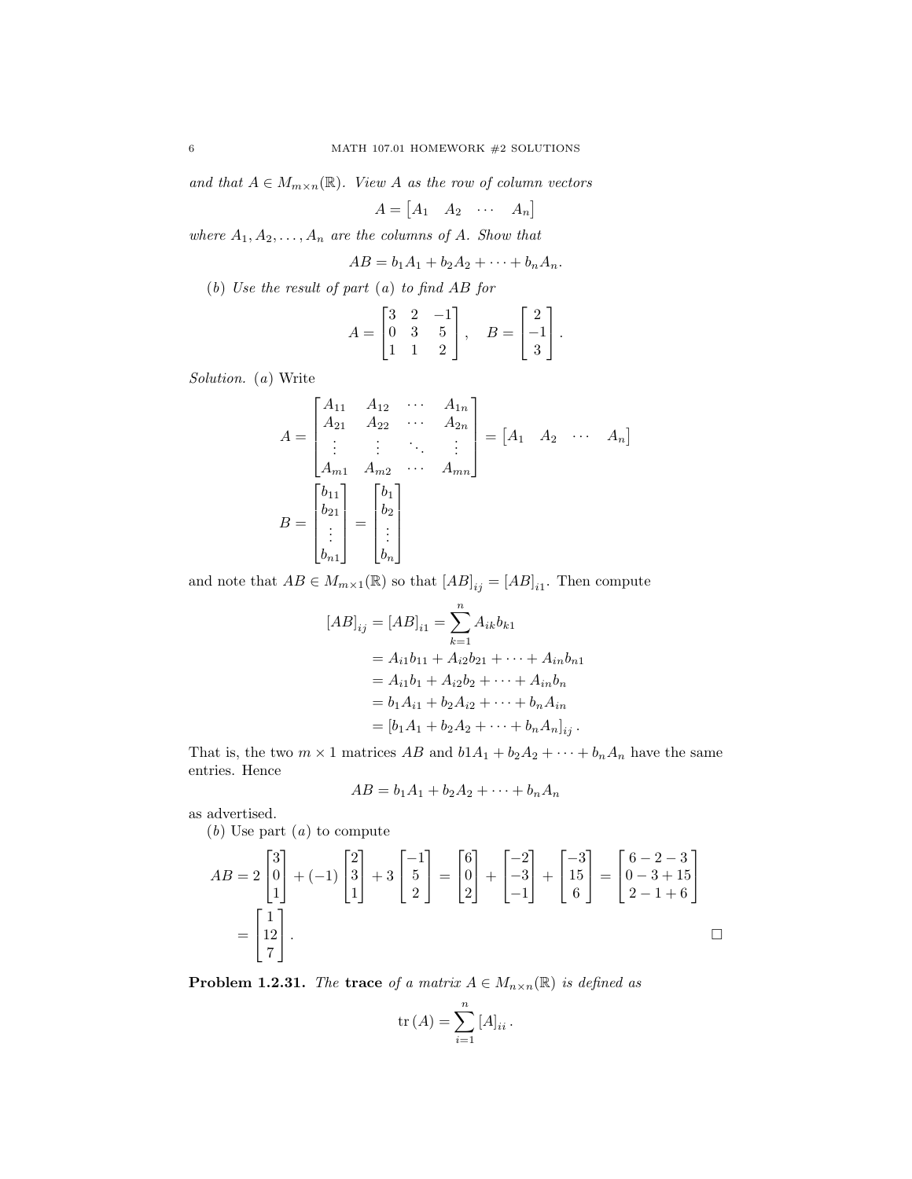*and that* $A \in M_{m\times n}(\mathbb{R})$. *View* $A$ *as the row of column vectors*

$$A = \begin{bmatrix} A_1 & A_2 & \cdots & A_n \end{bmatrix}$$

*where* $A_1, A_2, \ldots, A_n$ *are the columns of* $A$. *Show that*

$$AB = b_1 A_1 + b_2 A_2 + \cdots + b_n A_n.$$

($b$) *Use the result of part* ($a$) *to find* $AB$ *for*

$$A = \begin{bmatrix} 3 & 2 & -1 \\ 0 & 3 & 5 \\ 1 & 1 & 2 \end{bmatrix}, \quad B = \begin{bmatrix} 2 \\ -1 \\ 3 \end{bmatrix}.$$

*Solution.* ($a$) Write

$$A = \begin{bmatrix} A_{11} & A_{12} & \cdots & A_{1n} \\ A_{21} & A_{22} & \cdots & A_{2n} \\ \vdots & \vdots & \ddots & \vdots \\ A_{m1} & A_{m2} & \cdots & A_{mn} \end{bmatrix} = \begin{bmatrix} A_1 & A_2 & \cdots & A_n \end{bmatrix}$$

$$B = \begin{bmatrix} b_{11} \\ b_{21} \\ \vdots \\ b_{n1} \end{bmatrix} = \begin{bmatrix} b_1 \\ b_2 \\ \vdots \\ b_n \end{bmatrix}$$

and note that $AB \in M_{m\times 1}(\mathbb{R})$ so that $[AB]_{ij} = [AB]_{i1}$. Then compute

$$\begin{aligned} [AB]_{ij} = [AB]_{i1} &= \sum_{k=1}^{n} A_{ik} b_{k1} \\ &= A_{i1}b_{11} + A_{i2}b_{21} + \cdots + A_{in}b_{n1} \\ &= A_{i1}b_1 + A_{i2}b_2 + \cdots + A_{in}b_n \\ &= b_1 A_{i1} + b_2 A_{i2} + \cdots + b_n A_{in} \\ &= [b_1A_1 + b_2A_2 + \cdots + b_nA_n]_{ij}. \end{aligned}$$

That is, the two $m \times 1$ matrices $AB$ and $b1A_1 + b_2A_2 + \cdots + b_nA_n$ have the same entries. Hence

$$AB = b_1A_1 + b_2A_2 + \cdots + b_nA_n$$

as advertised.

($b$) Use part ($a$) to compute

$$\begin{aligned} AB &= 2\begin{bmatrix} 3 \\ 0 \\ 1 \end{bmatrix} + (-1)\begin{bmatrix} 2 \\ 3 \\ 1 \end{bmatrix} + 3\begin{bmatrix} -1 \\ 5 \\ 2 \end{bmatrix} = \begin{bmatrix} 6 \\ 0 \\ 2 \end{bmatrix} + \begin{bmatrix} -2 \\ -3 \\ -1 \end{bmatrix} + \begin{bmatrix} -3 \\ 15 \\ 6 \end{bmatrix} = \begin{bmatrix} 6-2-3 \\ 0-3+15 \\ 2-1+6 \end{bmatrix} \\ &= \begin{bmatrix} 1 \\ 12 \\ 7 \end{bmatrix}. \end{aligned}$$

□

**Problem 1.2.31.** *The* **trace** *of a matrix* $A \in M_{n\times n}(\mathbb{R})$ *is defined as*

$$\operatorname{tr}(A) = \sum_{i=1}^{n} [A]_{ii}.$$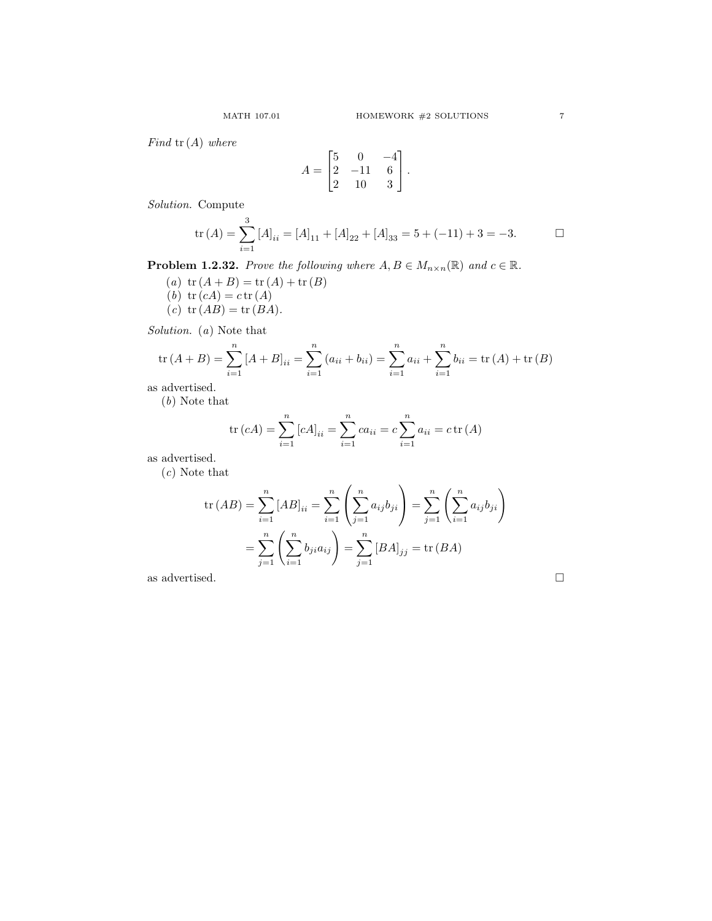*Find* $\operatorname{tr}(A)$ *where*

$$A = \begin{bmatrix} 5 & 0 & -4 \\ 2 & -11 & 6 \\ 2 & 10 & 3 \end{bmatrix}.$$

*Solution.* Compute

$$\operatorname{tr}(A) = \sum_{i=1}^{3} [A]_{ii} = [A]_{11} + [A]_{22} + [A]_{33} = 5 + (-11) + 3 = -3. \qquad \square$$

**Problem 1.2.32.** *Prove the following where* $A, B \in M_{n\times n}(\mathbb{R})$ *and* $c \in \mathbb{R}$.

(*a*) $\operatorname{tr}(A + B) = \operatorname{tr}(A) + \operatorname{tr}(B)$

(*b*) $\operatorname{tr}(cA) = c\operatorname{tr}(A)$

(*c*) $\operatorname{tr}(AB) = \operatorname{tr}(BA)$.

*Solution.* (*a*) Note that

$$\operatorname{tr}(A+B) = \sum_{i=1}^{n} [A+B]_{ii} = \sum_{i=1}^{n} (a_{ii} + b_{ii}) = \sum_{i=1}^{n} a_{ii} + \sum_{i=1}^{n} b_{ii} = \operatorname{tr}(A) + \operatorname{tr}(B)$$

as advertised.

(*b*) Note that

$$\operatorname{tr}(cA) = \sum_{i=1}^{n} [cA]_{ii} = \sum_{i=1}^{n} c a_{ii} = c\sum_{i=1}^{n} a_{ii} = c\operatorname{tr}(A)$$

as advertised.

(*c*) Note that

$$\begin{aligned} \operatorname{tr}(AB) &= \sum_{i=1}^{n} [AB]_{ii} = \sum_{i=1}^{n}\left(\sum_{j=1}^{n} a_{ij}b_{ji}\right) = \sum_{j=1}^{n}\left(\sum_{i=1}^{n} a_{ij}b_{ji}\right) \\ &= \sum_{j=1}^{n}\left(\sum_{i=1}^{n} b_{ji}a_{ij}\right) = \sum_{j=1}^{n} [BA]_{jj} = \operatorname{tr}(BA) \end{aligned}$$

as advertised. $\square$